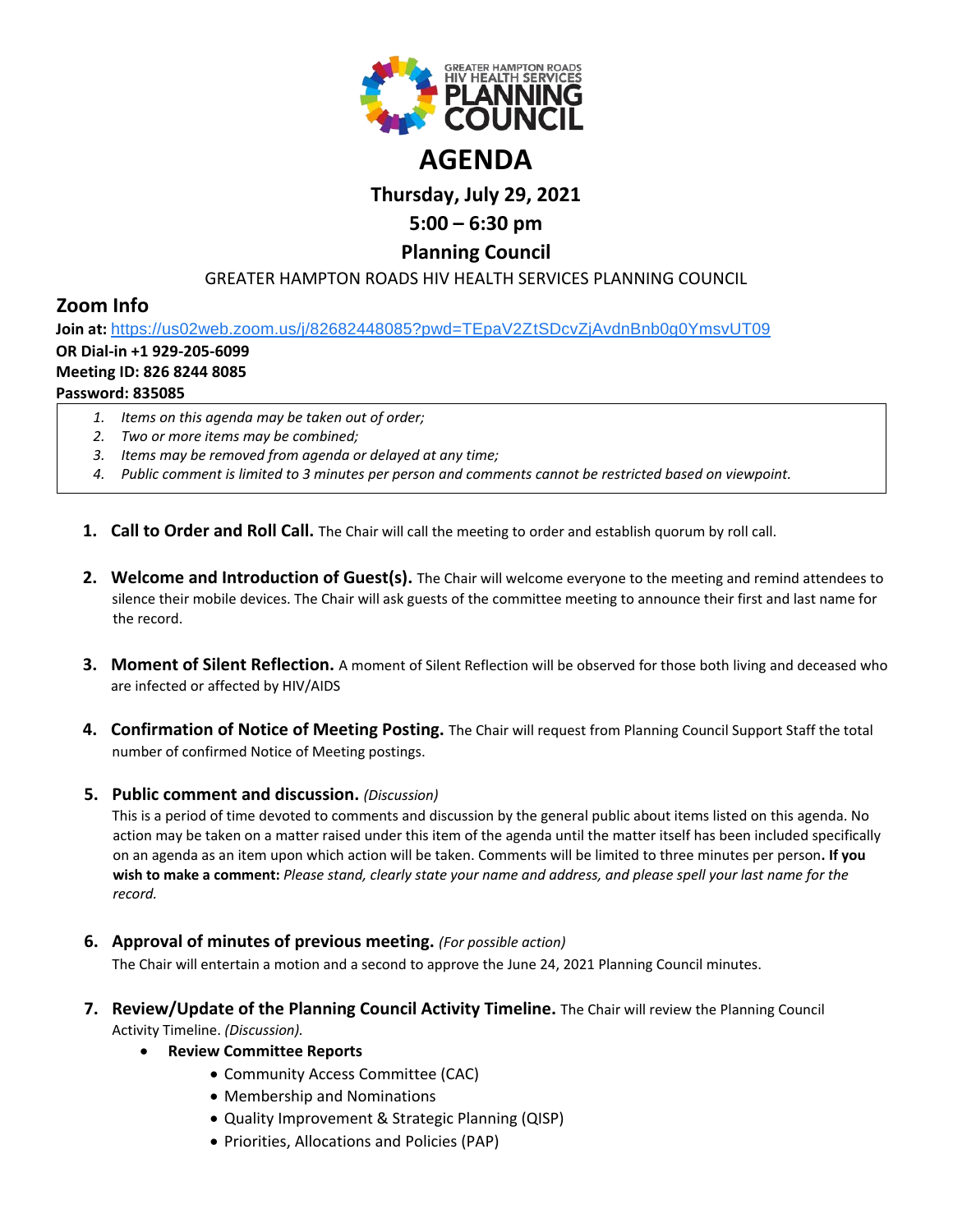GREATER HAMPTON ROADS HIV HEALTH SERVICES PLANNING COUNCIL

# AGENDA

## Thursday, July 29, 2021

## 5:00 – 6:30 pm

## Planning Council

GREATER HAMPTON ROADS HIV HEALTH SERVICES PLANNING COUNCIL

## Zoom Info

**Join at:** https://us02web.zoom.us/j/82682448085?pwd=TEpaV2ZtSDcvZjAvdnBnb0g0YmsvUT09
**OR Dial-in +1 929-205-6099**
**Meeting ID: 826 8244 8085**
**Password: 835085**

1. *Items on this agenda may be taken out of order;*
2. *Two or more items may be combined;*
3. *Items may be removed from agenda or delayed at any time;*
4. *Public comment is limited to 3 minutes per person and comments cannot be restricted based on viewpoint.*

1. **Call to Order and Roll Call.** The Chair will call the meeting to order and establish quorum by roll call.

2. **Welcome and Introduction of Guest(s).** The Chair will welcome everyone to the meeting and remind attendees to silence their mobile devices. The Chair will ask guests of the committee meeting to announce their first and last name for the record.

3. **Moment of Silent Reflection.** A moment of Silent Reflection will be observed for those both living and deceased who are infected or affected by HIV/AIDS

4. **Confirmation of Notice of Meeting Posting.** The Chair will request from Planning Council Support Staff the total number of confirmed Notice of Meeting postings.

5. **Public comment and discussion.** *(Discussion)*
   This is a period of time devoted to comments and discussion by the general public about items listed on this agenda. No action may be taken on a matter raised under this item of the agenda until the matter itself has been included specifically on an agenda as an item upon which action will be taken. Comments will be limited to three minutes per person**. If you wish to make a comment:** *Please stand, clearly state your name and address, and please spell your last name for the record.*

6. **Approval of minutes of previous meeting.** *(For possible action)*
   The Chair will entertain a motion and a second to approve the June 24, 2021 Planning Council minutes.

7. **Review/Update of the Planning Council Activity Timeline.** The Chair will review the Planning Council Activity Timeline. *(Discussion).*
   - **Review Committee Reports**
     - Community Access Committee (CAC)
     - Membership and Nominations
     - Quality Improvement & Strategic Planning (QISP)
     - Priorities, Allocations and Policies (PAP)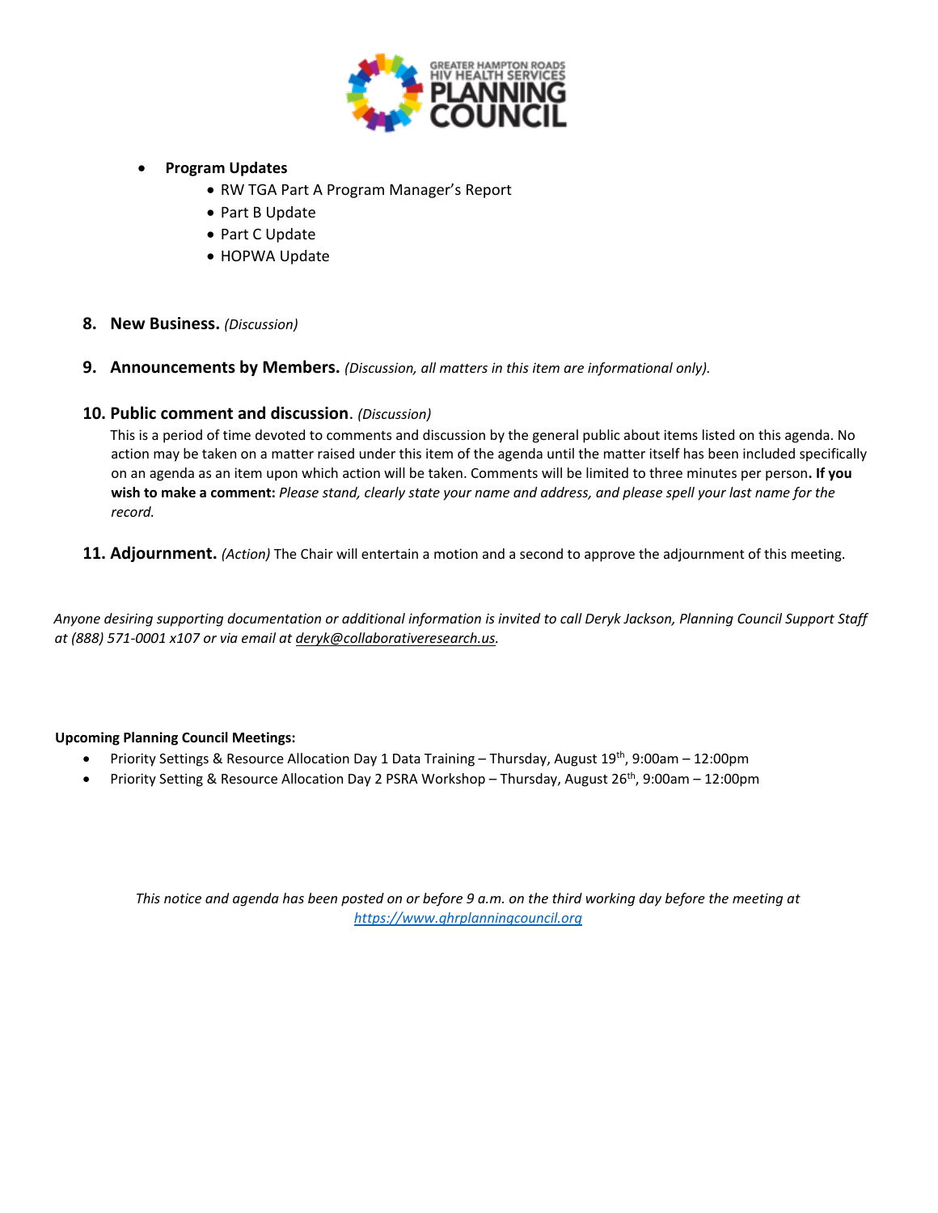- **Program Updates**
  - RW TGA Part A Program Manager's Report
  - Part B Update
  - Part C Update
  - HOPWA Update

8. **New Business.** *(Discussion)*

9. **Announcements by Members.** *(Discussion, all matters in this item are informational only).*

10. **Public comment and discussion**. *(Discussion)*
    This is a period of time devoted to comments and discussion by the general public about items listed on this agenda. No action may be taken on a matter raised under this item of the agenda until the matter itself has been included specifically on an agenda as an item upon which action will be taken. Comments will be limited to three minutes per person**. If you wish to make a comment:** *Please stand, clearly state your name and address, and please spell your last name for the record.*

11. **Adjournment.** *(Action)* The Chair will entertain a motion and a second to approve the adjournment of this meeting.

*Anyone desiring supporting documentation or additional information is invited to call Deryk Jackson, Planning Council Support Staff at (888) 571-0001 x107 or via email at deryk@collaborativeresearch.us.*

**Upcoming Planning Council Meetings:**

- Priority Settings & Resource Allocation Day 1 Data Training – Thursday, August 19th, 9:00am – 12:00pm
- Priority Setting & Resource Allocation Day 2 PSRA Workshop – Thursday, August 26th, 9:00am – 12:00pm

*This notice and agenda has been posted on or before 9 a.m. on the third working day before the meeting at https://www.ghrplanningcouncil.org*